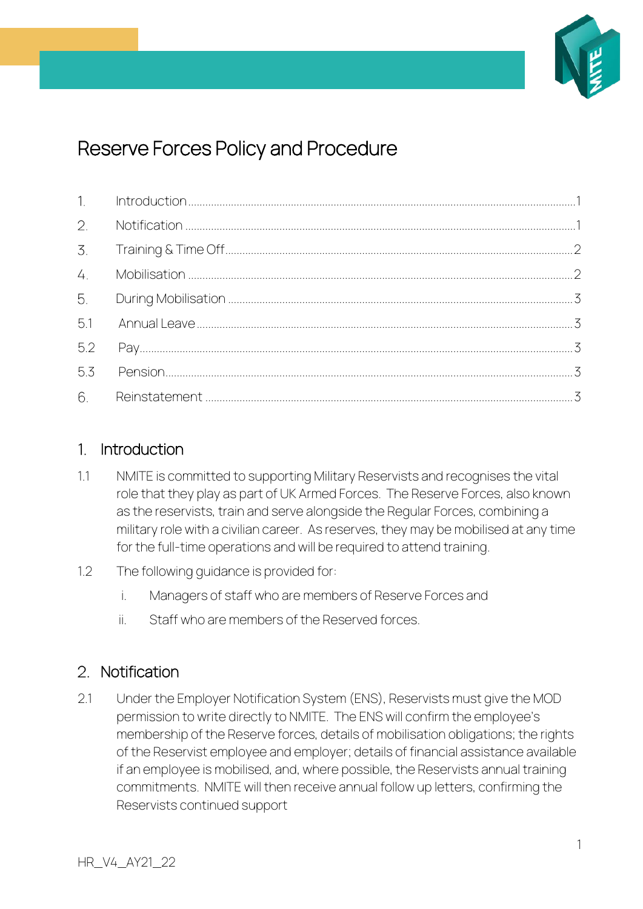# Reserve Forces Policy and Procedure

| | | |
|---|---|---|
| 1. | Introduction | 1 |
| 2. | Notification | 1 |
| 3. | Training & Time Off | 2 |
| 4. | Mobilisation | 2 |
| 5. | During Mobilisation | 3 |
| 5.1 | Annual Leave | 3 |
| 5.2 | Pay | 3 |
| 5.3 | Pension | 3 |
| 6. | Reinstatement | 3 |

## 1. Introduction

1.1 NMITE is committed to supporting Military Reservists and recognises the vital role that they play as part of UK Armed Forces. The Reserve Forces, also known as the reservists, train and serve alongside the Regular Forces, combining a military role with a civilian career. As reserves, they may be mobilised at any time for the full-time operations and will be required to attend training.

1.2 The following guidance is provided for:

i. Managers of staff who are members of Reserve Forces and

ii. Staff who are members of the Reserved forces.

## 2. Notification

2.1 Under the Employer Notification System (ENS), Reservists must give the MOD permission to write directly to NMITE. The ENS will confirm the employee's membership of the Reserve forces, details of mobilisation obligations; the rights of the Reservist employee and employer; details of financial assistance available if an employee is mobilised, and, where possible, the Reservists annual training commitments. NMITE will then receive annual follow up letters, confirming the Reservists continued support

HR_V4_AY21_22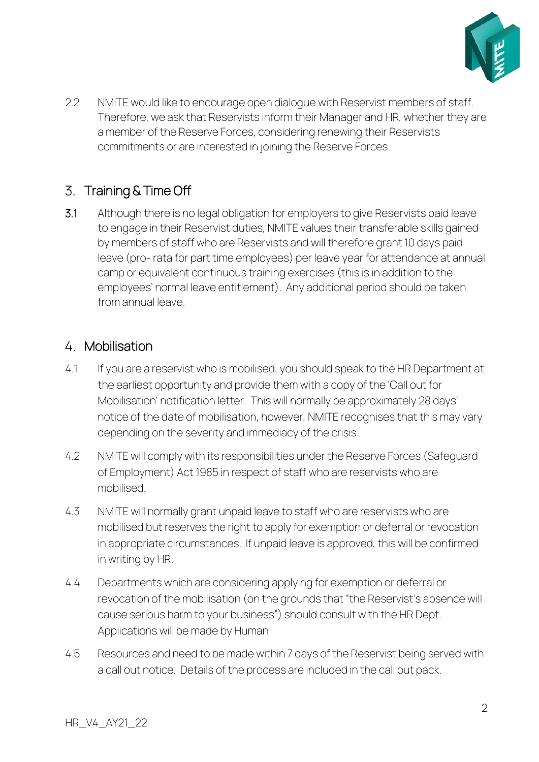2.2 NMITE would like to encourage open dialogue with Reservist members of staff. Therefore, we ask that Reservists inform their Manager and HR, whether they are a member of the Reserve Forces, considering renewing their Reservists commitments or are interested in joining the Reserve Forces.

## 3. Training & Time Off

3.1 Although there is no legal obligation for employers to give Reservists paid leave to engage in their Reservist duties, NMITE values their transferable skills gained by members of staff who are Reservists and will therefore grant 10 days paid leave (pro- rata for part time employees) per leave year for attendance at annual camp or equivalent continuous training exercises (this is in addition to the employees' normal leave entitlement). Any additional period should be taken from annual leave.

## 4. Mobilisation

4.1 If you are a reservist who is mobilised, you should speak to the HR Department at the earliest opportunity and provide them with a copy of the 'Call out for Mobilisation' notification letter. This will normally be approximately 28 days' notice of the date of mobilisation, however, NMITE recognises that this may vary depending on the severity and immediacy of the crisis.

4.2 NMITE will comply with its responsibilities under the Reserve Forces (Safeguard of Employment) Act 1985 in respect of staff who are reservists who are mobilised.

4.3 NMITE will normally grant unpaid leave to staff who are reservists who are mobilised but reserves the right to apply for exemption or deferral or revocation in appropriate circumstances. If unpaid leave is approved, this will be confirmed in writing by HR.

4.4 Departments which are considering applying for exemption or deferral or revocation of the mobilisation (on the grounds that "the Reservist's absence will cause serious harm to your business") should consult with the HR Dept. Applications will be made by Human

4.5 Resources and need to be made within 7 days of the Reservist being served with a call out notice. Details of the process are included in the call out pack.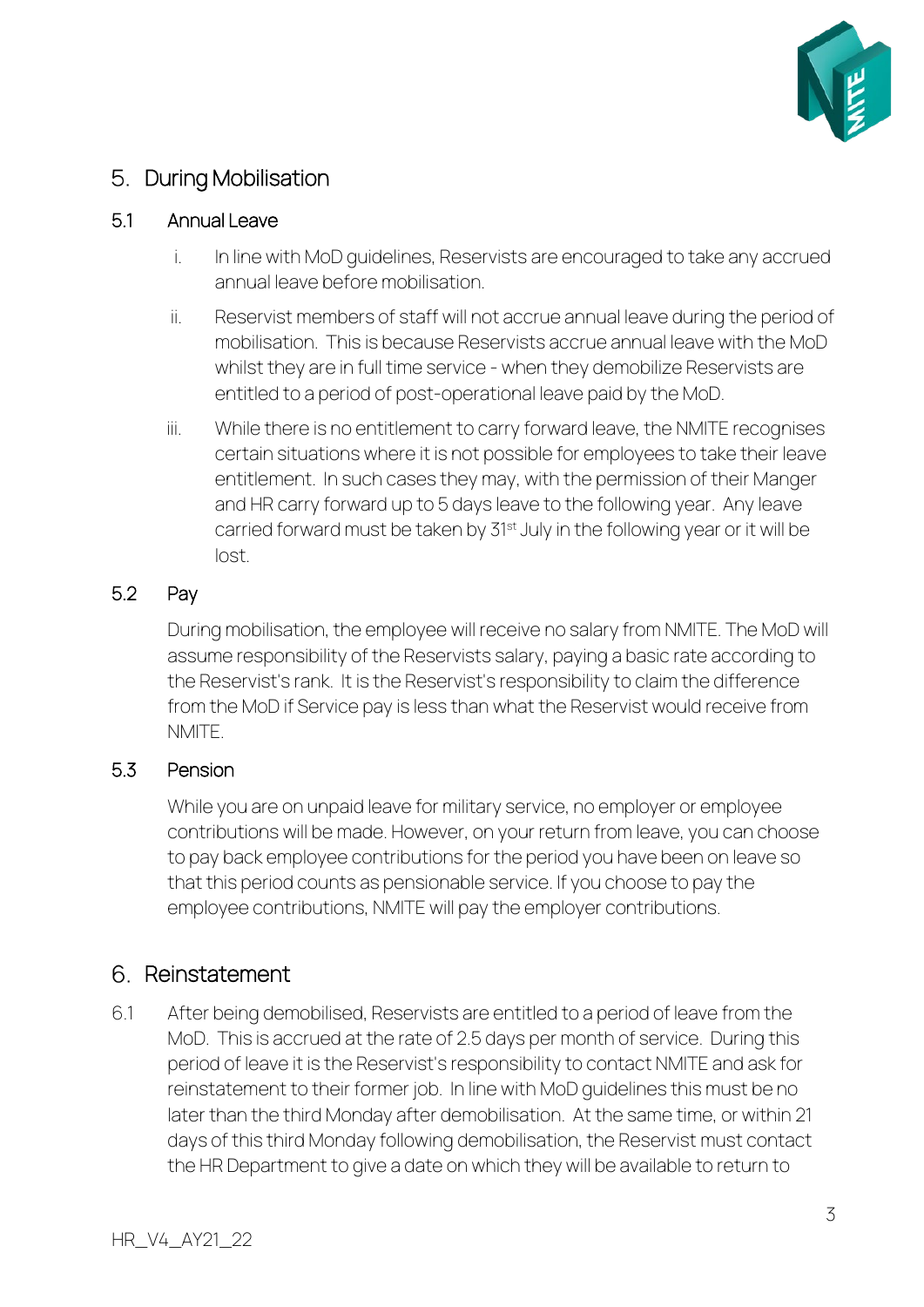## 5. During Mobilisation

### 5.1 Annual Leave

i. In line with MoD guidelines, Reservists are encouraged to take any accrued annual leave before mobilisation.

ii. Reservist members of staff will not accrue annual leave during the period of mobilisation. This is because Reservists accrue annual leave with the MoD whilst they are in full time service - when they demobilize Reservists are entitled to a period of post-operational leave paid by the MoD.

iii. While there is no entitlement to carry forward leave, the NMITE recognises certain situations where it is not possible for employees to take their leave entitlement. In such cases they may, with the permission of their Manger and HR carry forward up to 5 days leave to the following year. Any leave carried forward must be taken by 31st July in the following year or it will be lost.

### 5.2 Pay

During mobilisation, the employee will receive no salary from NMITE. The MoD will assume responsibility of the Reservists salary, paying a basic rate according to the Reservist's rank. It is the Reservist's responsibility to claim the difference from the MoD if Service pay is less than what the Reservist would receive from NMITE.

### 5.3 Pension

While you are on unpaid leave for military service, no employer or employee contributions will be made. However, on your return from leave, you can choose to pay back employee contributions for the period you have been on leave so that this period counts as pensionable service. If you choose to pay the employee contributions, NMITE will pay the employer contributions.

## 6. Reinstatement

6.1 After being demobilised, Reservists are entitled to a period of leave from the MoD. This is accrued at the rate of 2.5 days per month of service. During this period of leave it is the Reservist's responsibility to contact NMITE and ask for reinstatement to their former job. In line with MoD guidelines this must be no later than the third Monday after demobilisation. At the same time, or within 21 days of this third Monday following demobilisation, the Reservist must contact the HR Department to give a date on which they will be available to return to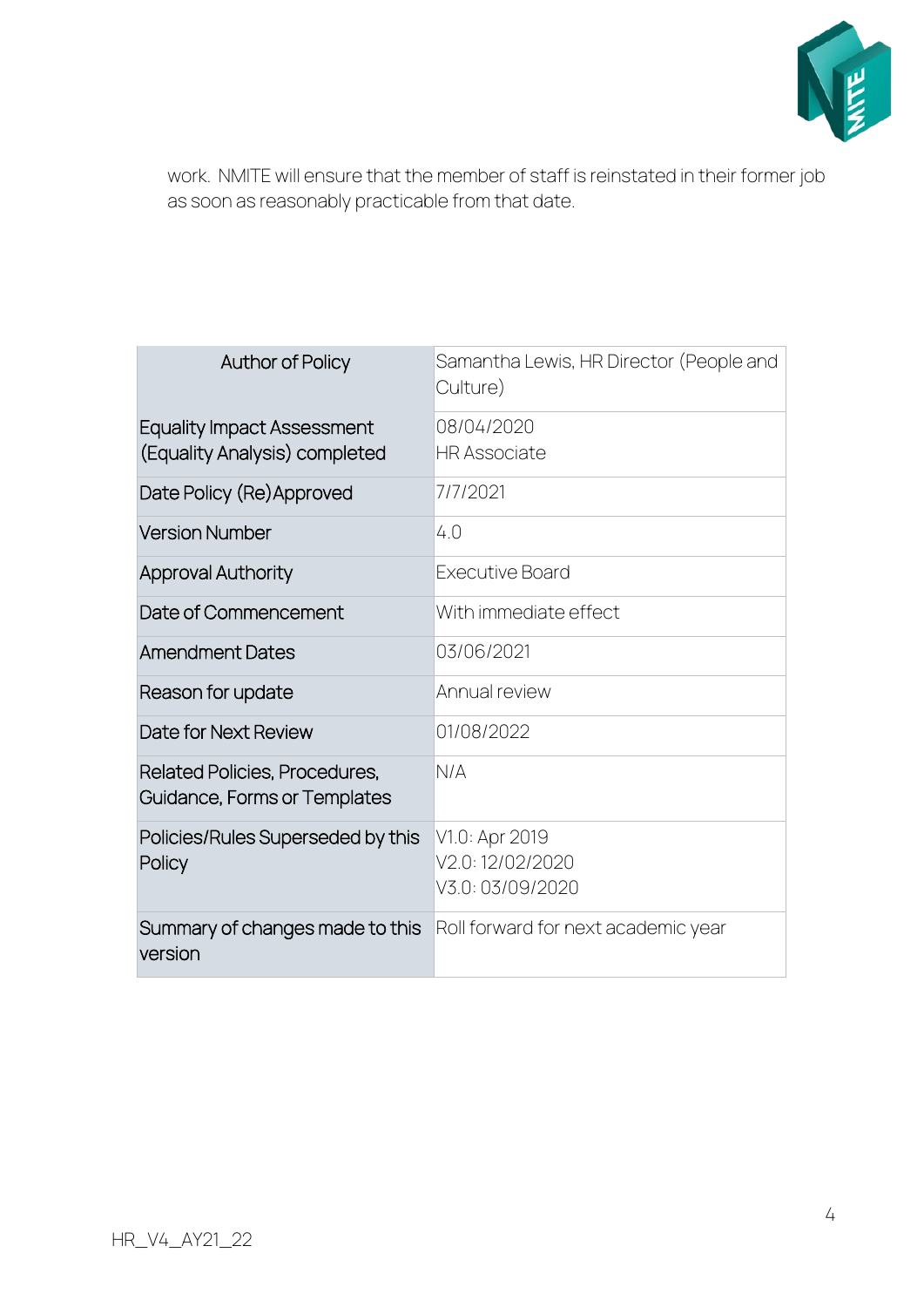work. NMITE will ensure that the member of staff is reinstated in their former job as soon as reasonably practicable from that date.

| Author of Policy | Samantha Lewis, HR Director (People and Culture) |
|---|---|
| Equality Impact Assessment (Equality Analysis) completed | 08/04/2020<br>HR Associate |
| Date Policy (Re)Approved | 7/7/2021 |
| Version Number | 4.0 |
| Approval Authority | Executive Board |
| Date of Commencement | With immediate effect |
| Amendment Dates | 03/06/2021 |
| Reason for update | Annual review |
| Date for Next Review | 01/08/2022 |
| Related Policies, Procedures, Guidance, Forms or Templates | N/A |
| Policies/Rules Superseded by this Policy | V1.0: Apr 2019<br>V2.0: 12/02/2020<br>V3.0: 03/09/2020 |
| Summary of changes made to this version | Roll forward for next academic year |

HR_V4_AY21_22